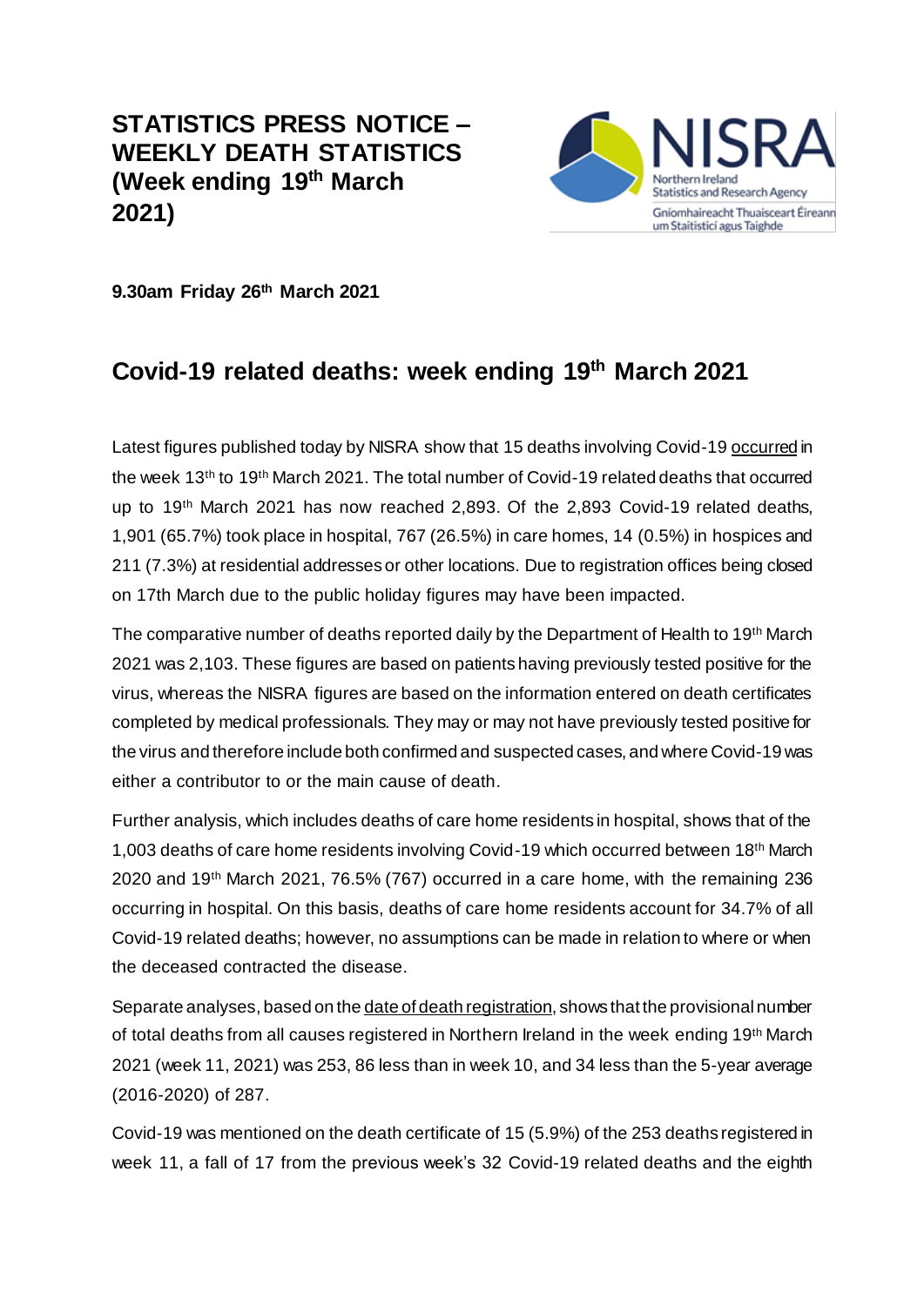# STATISTICS PRESS NOTICE – WEEKLY DEATH STATISTICS (Week ending 19th March 2021)

NISRA
Northern Ireland Statistics and Research Agency
Gníomhaireacht Thuaisceart Éireann um Staitisticí agus Taighde

**9.30am Friday 26th March 2021**

## Covid-19 related deaths: week ending 19th March 2021

Latest figures published today by NISRA show that 15 deaths involving Covid-19 occurred in the week 13th to 19th March 2021. The total number of Covid-19 related deaths that occurred up to 19th March 2021 has now reached 2,893. Of the 2,893 Covid-19 related deaths, 1,901 (65.7%) took place in hospital, 767 (26.5%) in care homes, 14 (0.5%) in hospices and 211 (7.3%) at residential addresses or other locations. Due to registration offices being closed on 17th March due to the public holiday figures may have been impacted.

The comparative number of deaths reported daily by the Department of Health to 19th March 2021 was 2,103. These figures are based on patients having previously tested positive for the virus, whereas the NISRA figures are based on the information entered on death certificates completed by medical professionals. They may or may not have previously tested positive for the virus and therefore include both confirmed and suspected cases, and where Covid-19 was either a contributor to or the main cause of death.

Further analysis, which includes deaths of care home residents in hospital, shows that of the 1,003 deaths of care home residents involving Covid-19 which occurred between 18th March 2020 and 19th March 2021, 76.5% (767) occurred in a care home, with the remaining 236 occurring in hospital. On this basis, deaths of care home residents account for 34.7% of all Covid-19 related deaths; however, no assumptions can be made in relation to where or when the deceased contracted the disease.

Separate analyses, based on the date of death registration, shows that the provisional number of total deaths from all causes registered in Northern Ireland in the week ending 19th March 2021 (week 11, 2021) was 253, 86 less than in week 10, and 34 less than the 5-year average (2016-2020) of 287.

Covid-19 was mentioned on the death certificate of 15 (5.9%) of the 253 deaths registered in week 11, a fall of 17 from the previous week's 32 Covid-19 related deaths and the eighth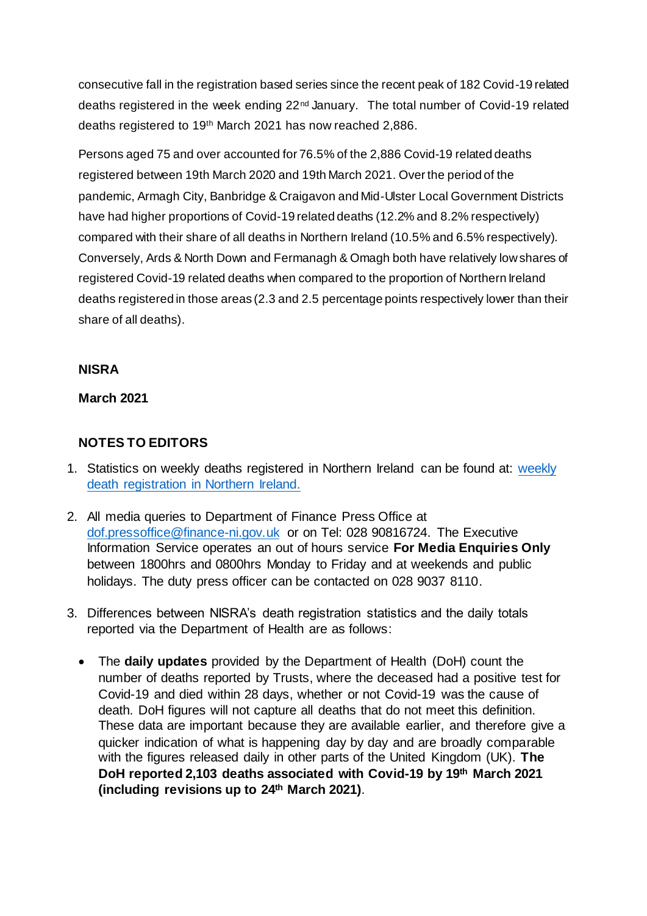consecutive fall in the registration based series since the recent peak of 182 Covid-19 related deaths registered in the week ending 22nd January. The total number of Covid-19 related deaths registered to 19th March 2021 has now reached 2,886.

Persons aged 75 and over accounted for 76.5% of the 2,886 Covid-19 related deaths registered between 19th March 2020 and 19th March 2021. Over the period of the pandemic, Armagh City, Banbridge & Craigavon and Mid-Ulster Local Government Districts have had higher proportions of Covid-19 related deaths (12.2% and 8.2% respectively) compared with their share of all deaths in Northern Ireland (10.5% and 6.5% respectively). Conversely, Ards & North Down and Fermanagh & Omagh both have relatively low shares of registered Covid-19 related deaths when compared to the proportion of Northern Ireland deaths registered in those areas (2.3 and 2.5 percentage points respectively lower than their share of all deaths).

**NISRA**

**March 2021**

## NOTES TO EDITORS

1. Statistics on weekly deaths registered in Northern Ireland can be found at: [weekly death registration in Northern Ireland.](weekly death registration in Northern Ireland.)
2. All media queries to Department of Finance Press Office at dof.pressoffice@finance-ni.gov.uk or on Tel: 028 90816724. The Executive Information Service operates an out of hours service **For Media Enquiries Only** between 1800hrs and 0800hrs Monday to Friday and at weekends and public holidays. The duty press officer can be contacted on 028 9037 8110.
3. Differences between NISRA's death registration statistics and the daily totals reported via the Department of Health are as follows:
   - The **daily updates** provided by the Department of Health (DoH) count the number of deaths reported by Trusts, where the deceased had a positive test for Covid-19 and died within 28 days, whether or not Covid-19 was the cause of death. DoH figures will not capture all deaths that do not meet this definition. These data are important because they are available earlier, and therefore give a quicker indication of what is happening day by day and are broadly comparable with the figures released daily in other parts of the United Kingdom (UK). **The DoH reported 2,103 deaths associated with Covid-19 by 19th March 2021 (including revisions up to 24th March 2021)**.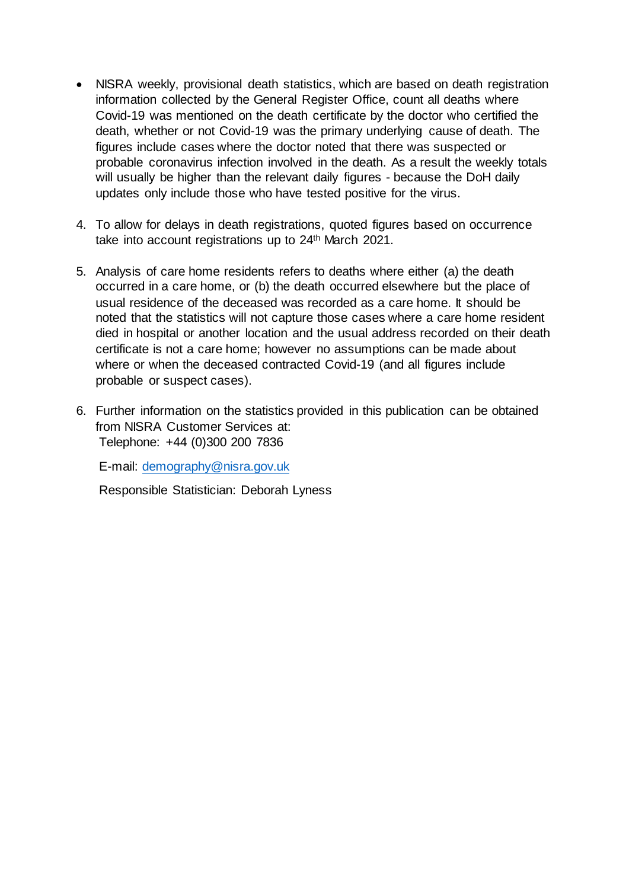- NISRA weekly, provisional death statistics, which are based on death registration information collected by the General Register Office, count all deaths where Covid-19 was mentioned on the death certificate by the doctor who certified the death, whether or not Covid-19 was the primary underlying cause of death. The figures include cases where the doctor noted that there was suspected or probable coronavirus infection involved in the death. As a result the weekly totals will usually be higher than the relevant daily figures - because the DoH daily updates only include those who have tested positive for the virus.

4. To allow for delays in death registrations, quoted figures based on occurrence take into account registrations up to 24th March 2021.

5. Analysis of care home residents refers to deaths where either (a) the death occurred in a care home, or (b) the death occurred elsewhere but the place of usual residence of the deceased was recorded as a care home. It should be noted that the statistics will not capture those cases where a care home resident died in hospital or another location and the usual address recorded on their death certificate is not a care home; however no assumptions can be made about where or when the deceased contracted Covid-19 (and all figures include probable or suspect cases).

6. Further information on the statistics provided in this publication can be obtained from NISRA Customer Services at:
   Telephone: +44 (0)300 200 7836

   E-mail: demography@nisra.gov.uk

   Responsible Statistician: Deborah Lyness